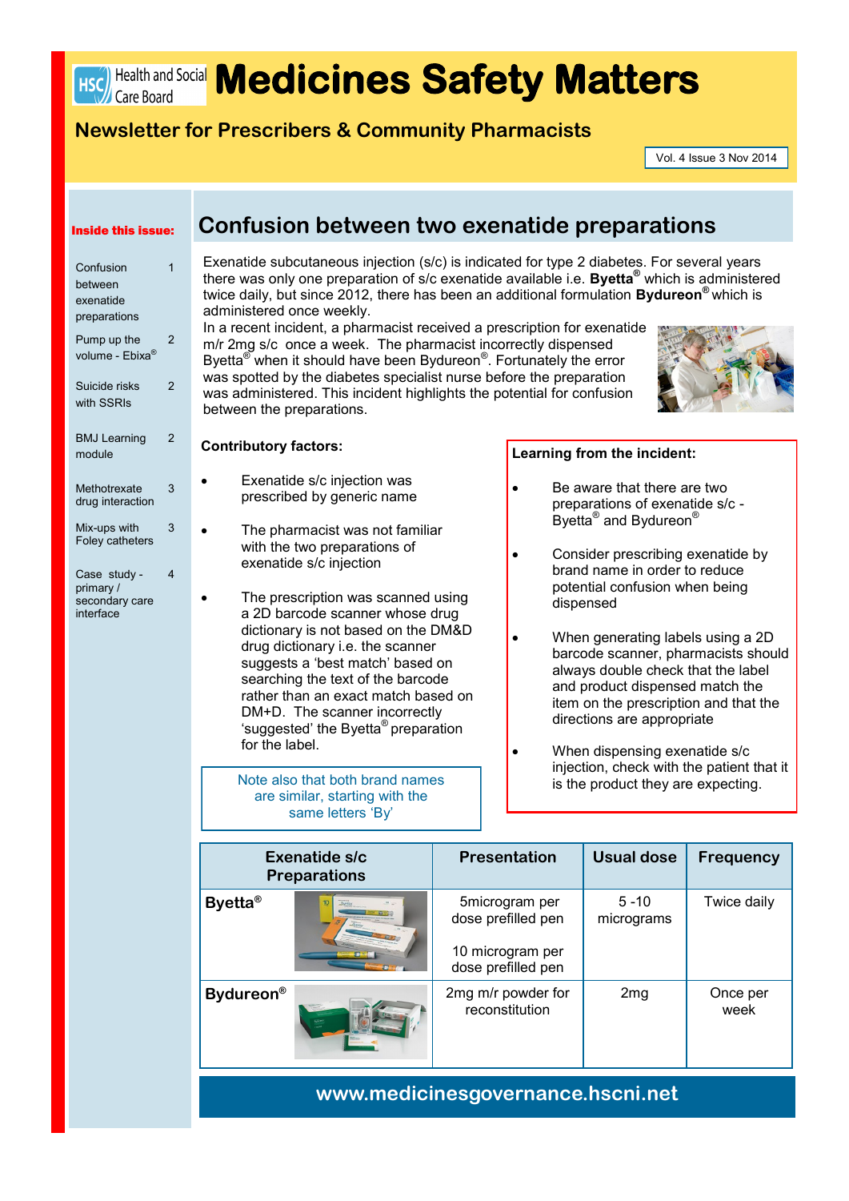# Medicines Safety Matters

## Newsletter for Prescribers & Community Pharmacists

Vol. 4 Issue 3 Nov 2014

**Inside this issue:**

| | |
|---|---|
| Confusion between exenatide preparations | 1 |
| Pump up the volume - Ebixa® | 2 |
| Suicide risks with SSRIs | 2 |
| BMJ Learning module | 2 |
| Methotrexate drug interaction | 3 |
| Mix-ups with Foley catheters | 3 |
| Case study - primary / secondary care interface | 4 |

## Confusion between two exenatide preparations

Exenatide subcutaneous injection (s/c) is indicated for type 2 diabetes. For several years there was only one preparation of s/c exenatide available i.e. **Byetta®** which is administered twice daily, but since 2012, there has been an additional formulation **Bydureon®** which is administered once weekly.

In a recent incident, a pharmacist received a prescription for exenatide m/r 2mg s/c once a week. The pharmacist incorrectly dispensed Byetta® when it should have been Bydureon®. Fortunately the error was spotted by the diabetes specialist nurse before the preparation was administered. This incident highlights the potential for confusion between the preparations.

**Contributory factors:**

- Exenatide s/c injection was prescribed by generic name
- The pharmacist was not familiar with the two preparations of exenatide s/c injection
- The prescription was scanned using a 2D barcode scanner whose drug dictionary is not based on the DM&D drug dictionary i.e. the scanner suggests a 'best match' based on searching the text of the barcode rather than an exact match based on DM+D. The scanner incorrectly 'suggested' the Byetta® preparation for the label.

Note also that both brand names are similar, starting with the same letters 'By'

**Learning from the incident:**

- Be aware that there are two preparations of exenatide s/c - Byetta® and Bydureon®
- Consider prescribing exenatide by brand name in order to reduce potential confusion when being dispensed
- When generating labels using a 2D barcode scanner, pharmacists should always double check that the label and product dispensed match the item on the prescription and that the directions are appropriate
- When dispensing exenatide s/c injection, check with the patient that it is the product they are expecting.

| Exenatide s/c Preparations | Presentation | Usual dose | Frequency |
|---|---|---|---|
| **Byetta®** | 5microgram per dose prefilled pen<br><br>10 microgram per dose prefilled pen | 5 -10 micrograms | Twice daily |
| **Bydureon®** | 2mg m/r powder for reconstitution | 2mg | Once per week |

www.medicinesgovernance.hscni.net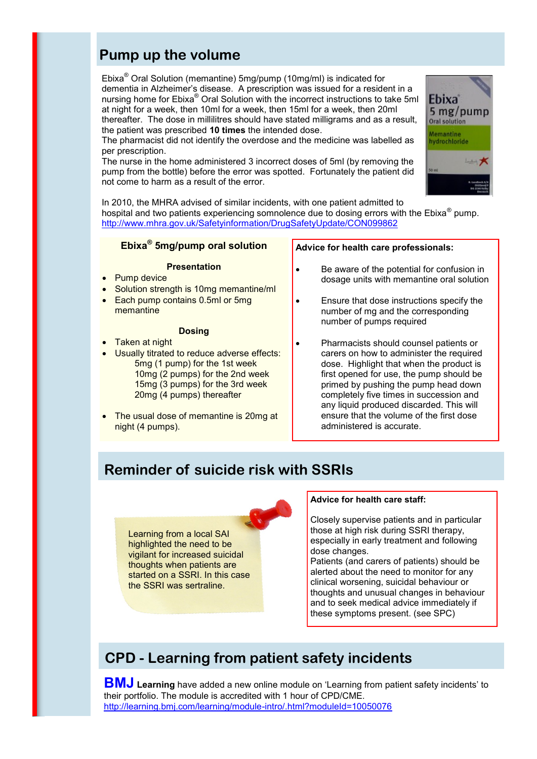## Pump up the volume

Ebixa® Oral Solution (memantine) 5mg/pump (10mg/ml) is indicated for dementia in Alzheimer's disease. A prescription was issued for a resident in a nursing home for Ebixa® Oral Solution with the incorrect instructions to take 5ml at night for a week, then 10ml for a week, then 15ml for a week, then 20ml thereafter. The dose in millilitres should have stated milligrams and as a result, the patient was prescribed **10 times** the intended dose.
The pharmacist did not identify the overdose and the medicine was labelled as per prescription.
The nurse in the home administered 3 incorrect doses of 5ml (by removing the pump from the bottle) before the error was spotted. Fortunately the patient did not come to harm as a result of the error.

In 2010, the MHRA advised of similar incidents, with one patient admitted to hospital and two patients experiencing somnolence due to dosing errors with the Ebixa® pump.
http://www.mhra.gov.uk/Safetyinformation/DrugSafetyUpdate/CON099862

### Ebixa® 5mg/pump oral solution

**Presentation**

- Pump device
- Solution strength is 10mg memantine/ml
- Each pump contains 0.5ml or 5mg memantine

**Dosing**

- Taken at night
- Usually titrated to reduce adverse effects:
  - 5mg (1 pump) for the 1st week
  - 10mg (2 pumps) for the 2nd week
  - 15mg (3 pumps) for the 3rd week
  - 20mg (4 pumps) thereafter
- The usual dose of memantine is 20mg at night (4 pumps).

**Advice for health care professionals:**

- Be aware of the potential for confusion in dosage units with memantine oral solution
- Ensure that dose instructions specify the number of mg and the corresponding number of pumps required
- Pharmacists should counsel patients or carers on how to administer the required dose. Highlight that when the product is first opened for use, the pump should be primed by pushing the pump head down completely five times in succession and any liquid produced discarded. This will ensure that the volume of the first dose administered is accurate.

## Reminder of suicide risk with SSRIs

Learning from a local SAI highlighted the need to be vigilant for increased suicidal thoughts when patients are started on a SSRI. In this case the SSRI was sertraline.

**Advice for health care staff:**

Closely supervise patients and in particular those at high risk during SSRI therapy, especially in early treatment and following dose changes.
Patients (and carers of patients) should be alerted about the need to monitor for any clinical worsening, suicidal behaviour or thoughts and unusual changes in behaviour and to seek medical advice immediately if these symptoms present. (see SPC)

## CPD - Learning from patient safety incidents

**BMJ Learning** have added a new online module on 'Learning from patient safety incidents' to their portfolio. The module is accredited with 1 hour of CPD/CME.
http://learning.bmj.com/learning/module-intro/.html?moduleId=10050076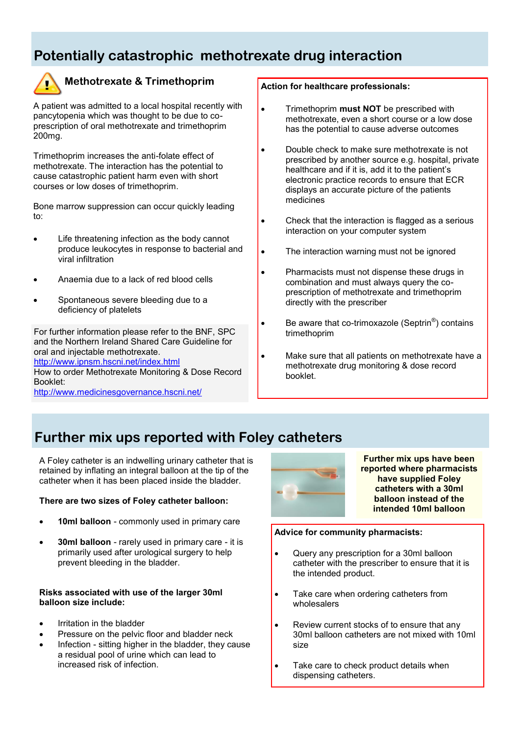## Potentially catastrophic methotrexate drug interaction

### Methotrexate & Trimethoprim

A patient was admitted to a local hospital recently with pancytopenia which was thought to be due to co-prescription of oral methotrexate and trimethoprim 200mg.

Trimethoprim increases the anti-folate effect of methotrexate. The interaction has the potential to cause catastrophic patient harm even with short courses or low doses of trimethoprim.

Bone marrow suppression can occur quickly leading to:

- Life threatening infection as the body cannot produce leukocytes in response to bacterial and viral infiltration
- Anaemia due to a lack of red blood cells
- Spontaneous severe bleeding due to a deficiency of platelets

For further information please refer to the BNF, SPC and the Northern Ireland Shared Care Guideline for oral and injectable methotrexate.
http://www.ipnsm.hscni.net/index.html
How to order Methotrexate Monitoring & Dose Record Booklet:
http://www.medicinesgovernance.hscni.net/

**Action for healthcare professionals:**

- Trimethoprim **must NOT** be prescribed with methotrexate, even a short course or a low dose has the potential to cause adverse outcomes
- Double check to make sure methotrexate is not prescribed by another source e.g. hospital, private healthcare and if it is, add it to the patient's electronic practice records to ensure that ECR displays an accurate picture of the patients medicines
- Check that the interaction is flagged as a serious interaction on your computer system
- The interaction warning must not be ignored
- Pharmacists must not dispense these drugs in combination and must always query the co-prescription of methotrexate and trimethoprim directly with the prescriber
- Be aware that co-trimoxazole (Septrin®) contains trimethoprim
- Make sure that all patients on methotrexate have a methotrexate drug monitoring & dose record booklet.

## Further mix ups reported with Foley catheters

A Foley catheter is an indwelling urinary catheter that is retained by inflating an integral balloon at the tip of the catheter when it has been placed inside the bladder.

**There are two sizes of Foley catheter balloon:**

- **10ml balloon** - commonly used in primary care
- **30ml balloon** - rarely used in primary care - it is primarily used after urological surgery to help prevent bleeding in the bladder.

**Risks associated with use of the larger 30ml balloon size include:**

- Irritation in the bladder
- Pressure on the pelvic floor and bladder neck
- Infection - sitting higher in the bladder, they cause a residual pool of urine which can lead to increased risk of infection.

**Further mix ups have been reported where pharmacists have supplied Foley catheters with a 30ml balloon instead of the intended 10ml balloon**

**Advice for community pharmacists:**

- Query any prescription for a 30ml balloon catheter with the prescriber to ensure that it is the intended product.
- Take care when ordering catheters from wholesalers
- Review current stocks of to ensure that any 30ml balloon catheters are not mixed with 10ml size
- Take care to check product details when dispensing catheters.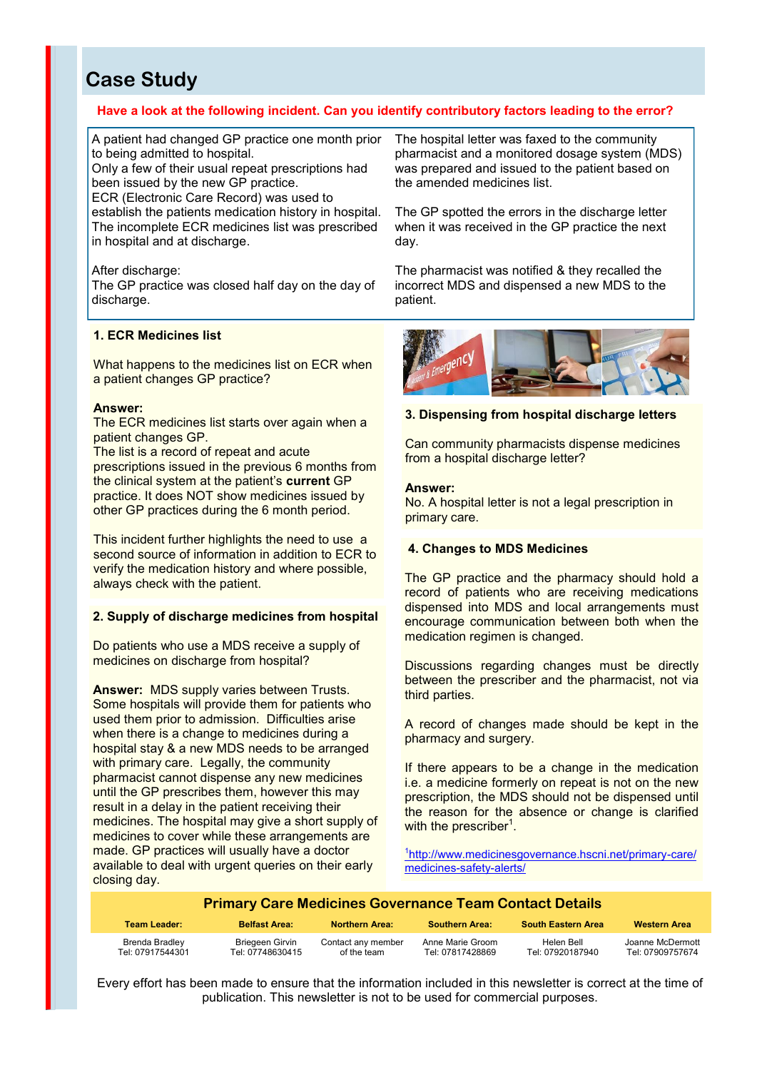# Case Study

**Have a look at the following incident. Can you identify contributory factors leading to the error?**

A patient had changed GP practice one month prior to being admitted to hospital.
Only a few of their usual repeat prescriptions had been issued by the new GP practice.
ECR (Electronic Care Record) was used to establish the patients medication history in hospital. The incomplete ECR medicines list was prescribed in hospital and at discharge.

After discharge:
The GP practice was closed half day on the day of discharge.

The hospital letter was faxed to the community pharmacist and a monitored dosage system (MDS) was prepared and issued to the patient based on the amended medicines list.

The GP spotted the errors in the discharge letter when it was received in the GP practice the next day.

The pharmacist was notified & they recalled the incorrect MDS and dispensed a new MDS to the patient.

### 1. ECR Medicines list

What happens to the medicines list on ECR when a patient changes GP practice?

**Answer:**
The ECR medicines list starts over again when a patient changes GP.
The list is a record of repeat and acute prescriptions issued in the previous 6 months from the clinical system at the patient's **current** GP practice. It does NOT show medicines issued by other GP practices during the 6 month period.

This incident further highlights the need to use a second source of information in addition to ECR to verify the medication history and where possible, always check with the patient.

### 2. Supply of discharge medicines from hospital

Do patients who use a MDS receive a supply of medicines on discharge from hospital?

**Answer:** MDS supply varies between Trusts. Some hospitals will provide them for patients who used them prior to admission. Difficulties arise when there is a change to medicines during a hospital stay & a new MDS needs to be arranged with primary care. Legally, the community pharmacist cannot dispense any new medicines until the GP prescribes them, however this may result in a delay in the patient receiving their medicines. The hospital may give a short supply of medicines to cover while these arrangements are made. GP practices will usually have a doctor available to deal with urgent queries on their early closing day.

### 3. Dispensing from hospital discharge letters

Can community pharmacists dispense medicines from a hospital discharge letter?

**Answer:**
No. A hospital letter is not a legal prescription in primary care.

### 4. Changes to MDS Medicines

The GP practice and the pharmacy should hold a record of patients who are receiving medications dispensed into MDS and local arrangements must encourage communication between both when the medication regimen is changed.

Discussions regarding changes must be directly between the prescriber and the pharmacist, not via third parties.

A record of changes made should be kept in the pharmacy and surgery.

If there appears to be a change in the medication i.e. a medicine formerly on repeat is not on the new prescription, the MDS should not be dispensed until the reason for the absence or change is clarified with the prescriber[1].

[1]http://www.medicinesgovernance.hscni.net/primary-care/medicines-safety-alerts/

## Primary Care Medicines Governance Team Contact Details

| Team Leader: | Belfast Area: | Northern Area: | Southern Area: | South Eastern Area | Western Area |
|---|---|---|---|---|---|
| Brenda Bradley<br>Tel: 07917544301 | Briegeen Girvin<br>Tel: 07748630415 | Contact any member of the team | Anne Marie Groom<br>Tel: 07817428869 | Helen Bell<br>Tel: 07920187940 | Joanne McDermott<br>Tel: 07909757674 |

Every effort has been made to ensure that the information included in this newsletter is correct at the time of publication. This newsletter is not to be used for commercial purposes.